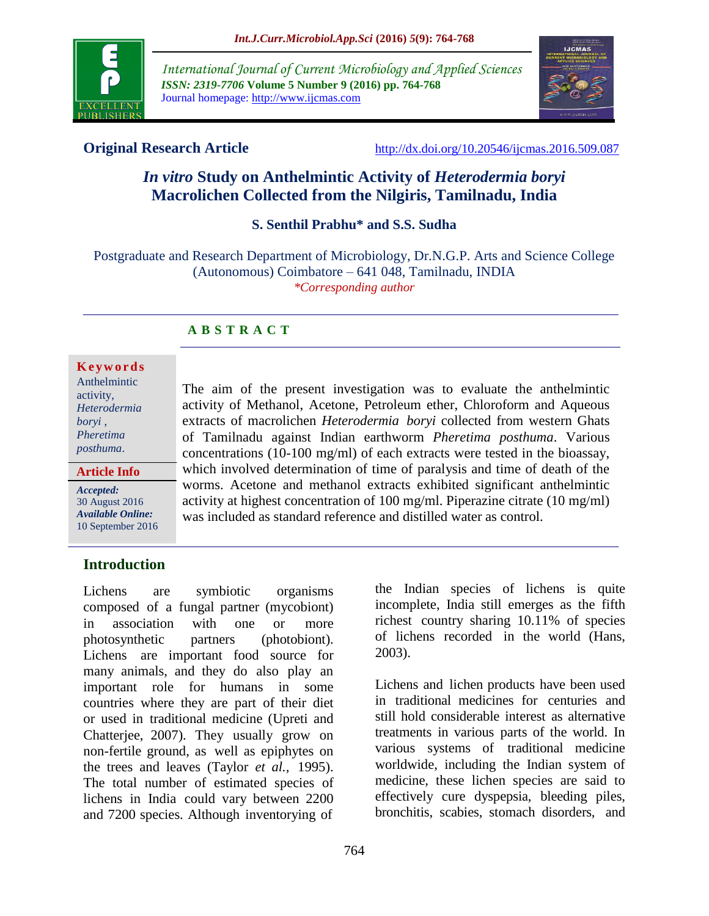International Journal of Current Microbiology and Applied Sciences
*ISSN: 2319-7706* **Volume 5 Number 9 (2016) pp. 764-768**
Journal homepage: http://www.ijcmas.com

**Original Research Article** http://dx.doi.org/10.20546/ijcmas.2016.509.087

# *In vitro* Study on Anthelmintic Activity of *Heterodermia boryi* Macrolichen Collected from the Nilgiris, Tamilnadu, India

**S. Senthil Prabhu\* and S.S. Sudha**

Postgraduate and Research Department of Microbiology, Dr.N.G.P. Arts and Science College (Autonomous) Coimbatore – 641 048, Tamilnadu, INDIA

*\*Corresponding author*

## ABSTRACT

**Keywords**

Anthelmintic activity, *Heterodermia boryi* , *Pheretima posthuma*.

**Article Info**

***Accepted:*** 30 August 2016
***Available Online:*** 10 September 2016

The aim of the present investigation was to evaluate the anthelmintic activity of Methanol, Acetone, Petroleum ether, Chloroform and Aqueous extracts of macrolichen *Heterodermia boryi* collected from western Ghats of Tamilnadu against Indian earthworm *Pheretima posthuma*. Various concentrations (10-100 mg/ml) of each extracts were tested in the bioassay, which involved determination of time of paralysis and time of death of the worms. Acetone and methanol extracts exhibited significant anthelmintic activity at highest concentration of 100 mg/ml. Piperazine citrate (10 mg/ml) was included as standard reference and distilled water as control.

## Introduction

Lichens are symbiotic organisms composed of a fungal partner (mycobiont) in association with one or more photosynthetic partners (photobiont). Lichens are important food source for many animals, and they do also play an important role for humans in some countries where they are part of their diet or used in traditional medicine (Upreti and Chatterjee, 2007). They usually grow on non-fertile ground, as well as epiphytes on the trees and leaves (Taylor *et al.,* 1995). The total number of estimated species of lichens in India could vary between 2200 and 7200 species. Although inventorying of the Indian species of lichens is quite incomplete, India still emerges as the fifth richest country sharing 10.11% of species of lichens recorded in the world (Hans, 2003).

Lichens and lichen products have been used in traditional medicines for centuries and still hold considerable interest as alternative treatments in various parts of the world. In various systems of traditional medicine worldwide, including the Indian system of medicine, these lichen species are said to effectively cure dyspepsia, bleeding piles, bronchitis, scabies, stomach disorders, and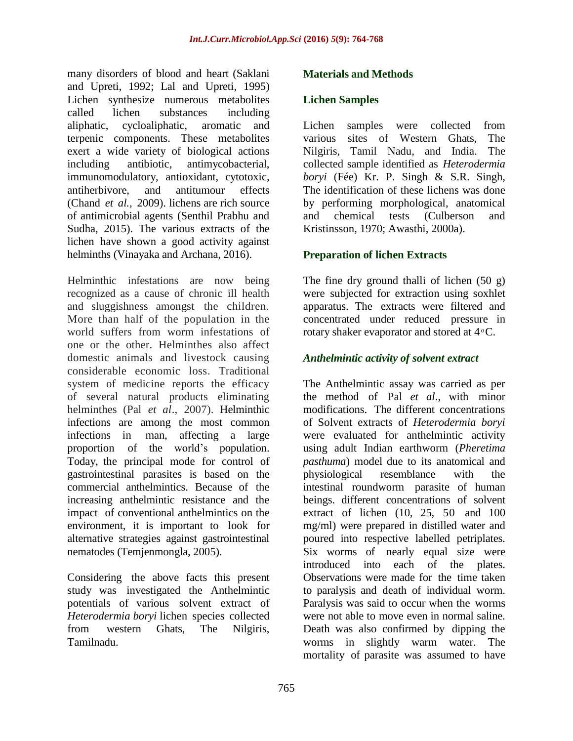many disorders of blood and heart (Saklani and Upreti, 1992; Lal and Upreti, 1995) Lichen synthesize numerous metabolites called lichen substances including aliphatic, cycloaliphatic, aromatic and terpenic components. These metabolites exert a wide variety of biological actions including antibiotic, antimycobacterial, immunomodulatory, antioxidant, cytotoxic, antiherbivore, and antitumour effects (Chand *et al.,* 2009). lichens are rich source of antimicrobial agents (Senthil Prabhu and Sudha, 2015). The various extracts of the lichen have shown a good activity against helminths (Vinayaka and Archana, 2016).

Helminthic infestations are now being recognized as a cause of chronic ill health and sluggishness amongst the children. More than half of the population in the world suffers from worm infestations of one or the other. Helminthes also affect domestic animals and livestock causing considerable economic loss. Traditional system of medicine reports the efficacy of several natural products eliminating helminthes (Pal *et al*., 2007). Helminthic infections are among the most common infections in man, affecting a large proportion of the world's population. Today, the principal mode for control of gastrointestinal parasites is based on the commercial anthelmintics. Because of the increasing anthelmintic resistance and the impact of conventional anthelmintics on the environment, it is important to look for alternative strategies against gastrointestinal nematodes (Temjenmongla, 2005).

Considering the above facts this present study was investigated the Anthelmintic potentials of various solvent extract of *Heterodermia boryi* lichen species collected from western Ghats, The Nilgiris, Tamilnadu.

## Materials and Methods

### Lichen Samples

Lichen samples were collected from various sites of Western Ghats, The Nilgiris, Tamil Nadu, and India. The collected sample identified as *Heterodermia boryi* (Fée) Kr. P. Singh & S.R. Singh, The identification of these lichens was done by performing morphological, anatomical and chemical tests (Culberson and Kristinsson, 1970; Awasthi, 2000a).

### Preparation of lichen Extracts

The fine dry ground thalli of lichen (50 g) were subjected for extraction using soxhlet apparatus. The extracts were filtered and concentrated under reduced pressure in rotary shaker evaporator and stored at 4°C.

### *Anthelmintic activity of solvent extract*

The Anthelmintic assay was carried as per the method of Pal *et al*., with minor modifications. The different concentrations of Solvent extracts of *Heterodermia boryi* were evaluated for anthelmintic activity using adult Indian earthworm (*Pheretima pasthuma*) model due to its anatomical and physiological resemblance with the intestinal roundworm parasite of human beings. different concentrations of solvent extract of lichen (10, 25, 50 and 100 mg/ml) were prepared in distilled water and poured into respective labelled petriplates. Six worms of nearly equal size were introduced into each of the plates. Observations were made for the time taken to paralysis and death of individual worm. Paralysis was said to occur when the worms were not able to move even in normal saline. Death was also confirmed by dipping the worms in slightly warm water. The mortality of parasite was assumed to have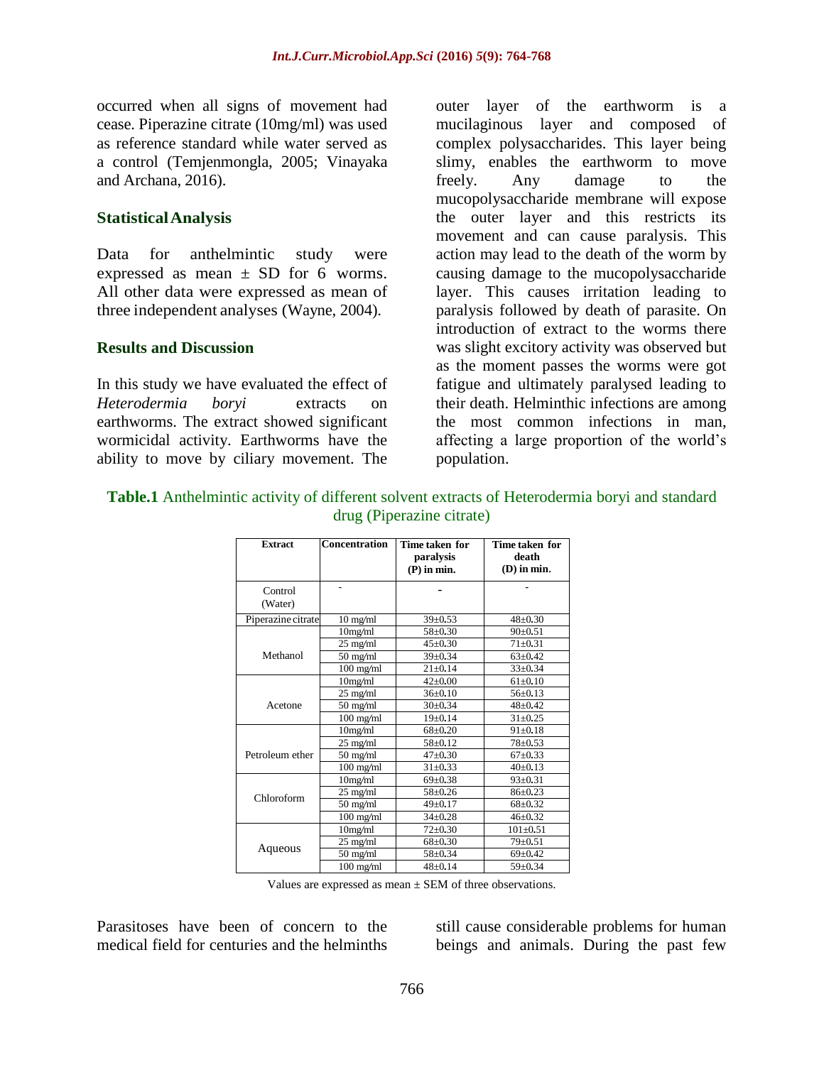occurred when all signs of movement had cease. Piperazine citrate (10mg/ml) was used as reference standard while water served as a control (Temjenmongla, 2005; Vinayaka and Archana, 2016).

## Statistical Analysis

Data for anthelmintic study were expressed as mean ± SD for 6 worms. All other data were expressed as mean of three independent analyses (Wayne, 2004).

## Results and Discussion

In this study we have evaluated the effect of *Heterodermia boryi* extracts on earthworms. The extract showed significant wormicidal activity. Earthworms have the ability to move by ciliary movement. The outer layer of the earthworm is a mucilaginous layer and composed of complex polysaccharides. This layer being slimy, enables the earthworm to move freely. Any damage to the mucopolysaccharide membrane will expose the outer layer and this restricts its movement and can cause paralysis. This action may lead to the death of the worm by causing damage to the mucopolysaccharide layer. This causes irritation leading to paralysis followed by death of parasite. On introduction of extract to the worms there was slight excitory activity was observed but as the moment passes the worms were got fatigue and ultimately paralysed leading to their death. Helminthic infections are among the most common infections in man, affecting a large proportion of the world's population.

**Table.1** Anthelmintic activity of different solvent extracts of Heterodermia boryi and standard drug (Piperazine citrate)

| Extract | Concentration | Time taken for paralysis (P) in min. | Time taken for death (D) in min. |
|---|---|---|---|
| Control (Water) | - | - | - |
| Piperazine citrate | 10 mg/ml | 39±0.53 | 48±0.30 |
| Methanol | 10mg/ml | 58±0.30 | 90±0.51 |
| | 25 mg/ml | 45±0.30 | 71±0.31 |
| | 50 mg/ml | 39±0.34 | 63±0.42 |
| | 100 mg/ml | 21±0.14 | 33±0.34 |
| Acetone | 10mg/ml | 42±0.00 | 61±0.10 |
| | 25 mg/ml | 36±0.10 | 56±0.13 |
| | 50 mg/ml | 30±0.34 | 48±0.42 |
| | 100 mg/ml | 19±0.14 | 31±0.25 |
| Petroleum ether | 10mg/ml | 68±0.20 | 91±0.18 |
| | 25 mg/ml | 58±0.12 | 78±0.53 |
| | 50 mg/ml | 47±0.30 | 67±0.33 |
| | 100 mg/ml | 31±0.33 | 40±0.13 |
| Chloroform | 10mg/ml | 69±0.38 | 93±0.31 |
| | 25 mg/ml | 58±0.26 | 86±0.23 |
| | 50 mg/ml | 49±0.17 | 68±0.32 |
| | 100 mg/ml | 34±0.28 | 46±0.32 |
| Aqueous | 10mg/ml | 72±0.30 | 101±0.51 |
| | 25 mg/ml | 68±0.30 | 79±0.51 |
| | 50 mg/ml | 58±0.34 | 69±0.42 |
| | 100 mg/ml | 48±0.14 | 59±0.34 |

Values are expressed as mean ± SEM of three observations.

Parasitoses have been of concern to the medical field for centuries and the helminths still cause considerable problems for human beings and animals. During the past few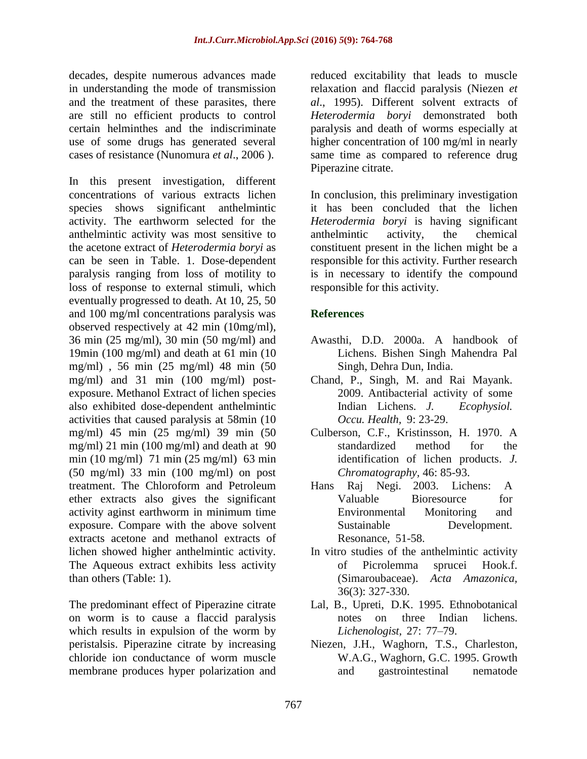decades, despite numerous advances made in understanding the mode of transmission and the treatment of these parasites, there are still no efficient products to control certain helminthes and the indiscriminate use of some drugs has generated several cases of resistance (Nunomura *et al*., 2006 ).

In this present investigation, different concentrations of various extracts lichen species shows significant anthelmintic activity. The earthworm selected for the anthelmintic activity was most sensitive to the acetone extract of *Heterodermia boryi* as can be seen in Table. 1. Dose-dependent paralysis ranging from loss of motility to loss of response to external stimuli, which eventually progressed to death. At 10, 25, 50 and 100 mg/ml concentrations paralysis was observed respectively at 42 min (10mg/ml), 36 min (25 mg/ml), 30 min (50 mg/ml) and 19min (100 mg/ml) and death at 61 min (10 mg/ml) , 56 min (25 mg/ml) 48 min (50 mg/ml) and 31 min (100 mg/ml) post-exposure. Methanol Extract of lichen species also exhibited dose-dependent anthelmintic activities that caused paralysis at 58min (10 mg/ml) 45 min (25 mg/ml) 39 min (50 mg/ml) 21 min (100 mg/ml) and death at 90 min (10 mg/ml) 71 min (25 mg/ml) 63 min (50 mg/ml) 33 min (100 mg/ml) on post treatment. The Chloroform and Petroleum ether extracts also gives the significant activity aginst earthworm in minimum time exposure. Compare with the above solvent extracts acetone and methanol extracts of lichen showed higher anthelmintic activity. The Aqueous extract exhibits less activity than others (Table: 1).

The predominant effect of Piperazine citrate on worm is to cause a flaccid paralysis which results in expulsion of the worm by peristalsis. Piperazine citrate by increasing chloride ion conductance of worm muscle membrane produces hyper polarization and reduced excitability that leads to muscle relaxation and flaccid paralysis (Niezen *et al*., 1995). Different solvent extracts of *Heterodermia boryi* demonstrated both paralysis and death of worms especially at higher concentration of 100 mg/ml in nearly same time as compared to reference drug Piperazine citrate.

In conclusion, this preliminary investigation it has been concluded that the lichen *Heterodermia boryi* is having significant anthelmintic activity, the chemical constituent present in the lichen might be a responsible for this activity. Further research is in necessary to identify the compound responsible for this activity.

## References

- Awasthi, D.D. 2000a. A handbook of Lichens. Bishen Singh Mahendra Pal Singh, Dehra Dun, India.
- Chand, P., Singh, M. and Rai Mayank. 2009. Antibacterial activity of some Indian Lichens. *J. Ecophysiol. Occu. Health,* 9: 23-29.
- Culberson, C.F., Kristinsson, H. 1970. A standardized method for the identification of lichen products. *J. Chromatography,* 46: 85-93.
- Hans Raj Negi. 2003. Lichens: A Valuable Bioresource for Environmental Monitoring and Sustainable Development. Resonance, 51-58.
- In vitro studies of the anthelmintic activity of Picrolemma sprucei Hook.f. (Simaroubaceae). *Acta Amazonica,* 36(3): 327-330.
- Lal, B., Upreti, D.K. 1995. Ethnobotanical notes on three Indian lichens. *Lichenologist,* 27: 77–79.
- Niezen, J.H., Waghorn, T.S., Charleston, W.A.G., Waghorn, G.C. 1995. Growth and gastrointestinal nematode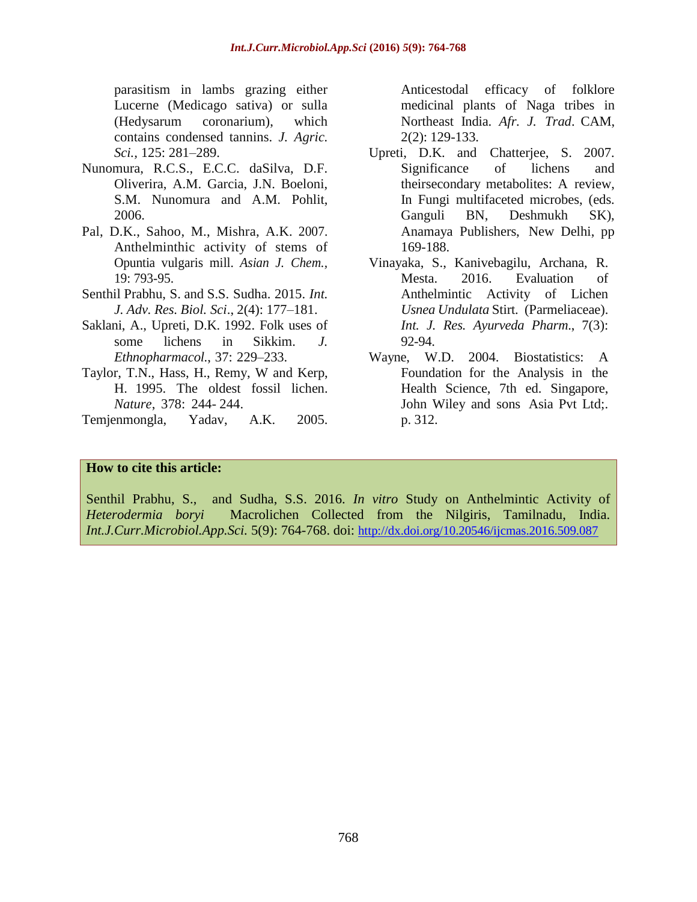parasitism in lambs grazing either Lucerne (Medicago sativa) or sulla (Hedysarum coronarium), which contains condensed tannins. *J. Agric. Sci.*, 125: 281–289.

Nunomura, R.C.S., E.C.C. daSilva, D.F. Oliverira, A.M. Garcia, J.N. Boeloni, S.M. Nunomura and A.M. Pohlit, 2006.

Pal, D.K., Sahoo, M., Mishra, A.K. 2007. Anthelminthic activity of stems of Opuntia vulgaris mill. *Asian J. Chem.*, 19: 793-95.

Senthil Prabhu, S. and S.S. Sudha. 2015. *Int. J. Adv. Res. Biol. Sci*., 2(4): 177–181.

Saklani, A., Upreti, D.K. 1992. Folk uses of some lichens in Sikkim. *J. Ethnopharmacol.*, 37: 229–233.

Taylor, T.N., Hass, H., Remy, W and Kerp, H. 1995. The oldest fossil lichen. *Nature*, 378: 244- 244.

Temjenmongla, Yadav, A.K. 2005. Anticestodal efficacy of folklore medicinal plants of Naga tribes in Northeast India. *Afr. J. Trad*. CAM, 2(2): 129-133.

Upreti, D.K. and Chatterjee, S. 2007. Significance of lichens and theirsecondary metabolites: A review, In Fungi multifaceted microbes, (eds. Ganguli BN, Deshmukh SK), Anamaya Publishers, New Delhi, pp 169-188.

Vinayaka, S., Kanivebagilu, Archana, R. Mesta. 2016. Evaluation of Anthelmintic Activity of Lichen *Usnea Undulata* Stirt. (Parmeliaceae). *Int. J. Res. Ayurveda Pharm.*, 7(3): 92-94.

Wayne, W.D. 2004. Biostatistics: A Foundation for the Analysis in the Health Science, 7th ed. Singapore, John Wiley and sons Asia Pvt Ltd;. p. 312.

**How to cite this article:**

Senthil Prabhu, S., and Sudha, S.S. 2016. *In vitro* Study on Anthelmintic Activity of *Heterodermia boryi* Macrolichen Collected from the Nilgiris, Tamilnadu, India. *Int.J.Curr.Microbiol.App.Sci.* 5(9): 764-768. doi: http://dx.doi.org/10.20546/ijcmas.2016.509.087